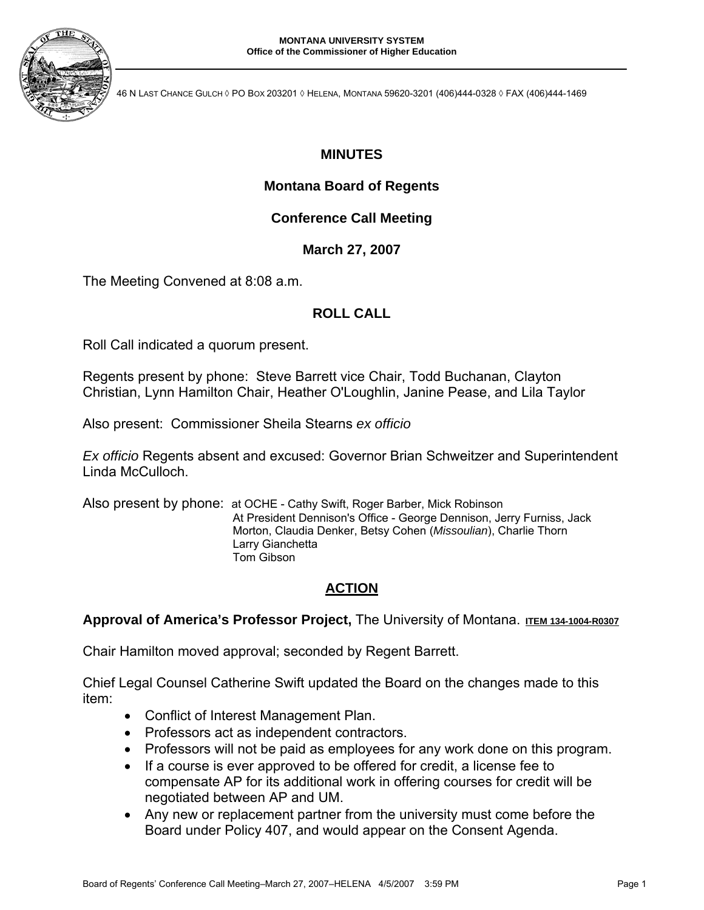**MONTANA UNIVERSITY SYSTEM**
**Office of the Commissioner of Higher Education**

46 N LAST CHANCE GULCH ◊ PO BOX 203201 ◊ HELENA, MONTANA 59620-3201 (406)444-0328 ◊ FAX (406)444-1469

# MINUTES

## Montana Board of Regents

## Conference Call Meeting

## March 27, 2007

The Meeting Convened at 8:08 a.m.

## ROLL CALL

Roll Call indicated a quorum present.

Regents present by phone: Steve Barrett vice Chair, Todd Buchanan, Clayton Christian, Lynn Hamilton Chair, Heather O'Loughlin, Janine Pease, and Lila Taylor

Also present: Commissioner Sheila Stearns *ex officio*

*Ex officio* Regents absent and excused: Governor Brian Schweitzer and Superintendent Linda McCulloch.

Also present by phone: at OCHE - Cathy Swift, Roger Barber, Mick Robinson
At President Dennison's Office - George Dennison, Jerry Furniss, Jack Morton, Claudia Denker, Betsy Cohen (*Missoulian*), Charlie Thorn
Larry Gianchetta
Tom Gibson

## ACTION

**Approval of America's Professor Project,** The University of Montana. ITEM 134-1004-R0307

Chair Hamilton moved approval; seconded by Regent Barrett.

Chief Legal Counsel Catherine Swift updated the Board on the changes made to this item:

- Conflict of Interest Management Plan.
- Professors act as independent contractors.
- Professors will not be paid as employees for any work done on this program.
- If a course is ever approved to be offered for credit, a license fee to compensate AP for its additional work in offering courses for credit will be negotiated between AP and UM.
- Any new or replacement partner from the university must come before the Board under Policy 407, and would appear on the Consent Agenda.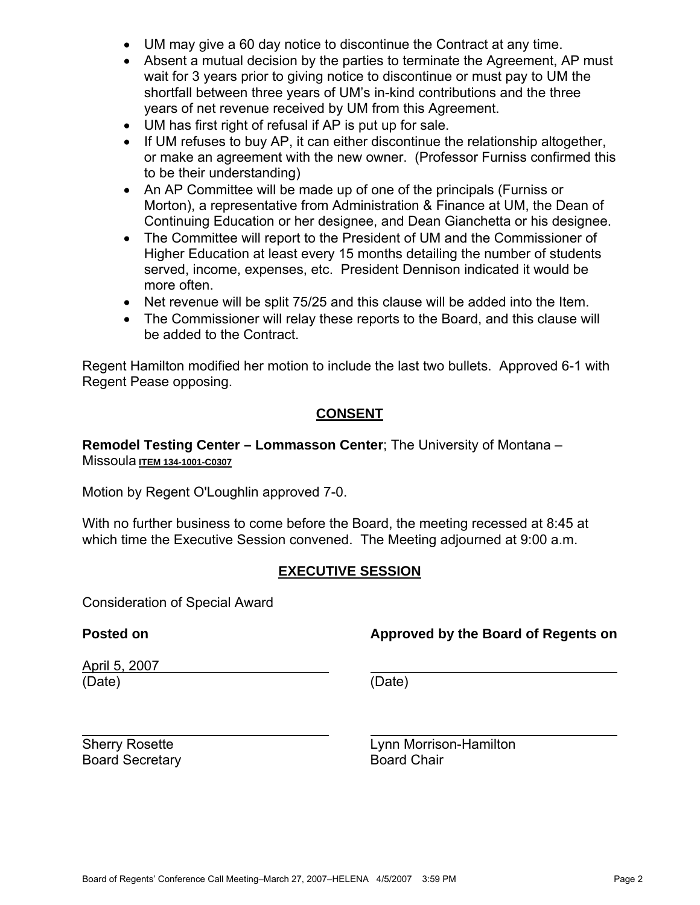- UM may give a 60 day notice to discontinue the Contract at any time.
- Absent a mutual decision by the parties to terminate the Agreement, AP must wait for 3 years prior to giving notice to discontinue or must pay to UM the shortfall between three years of UM's in-kind contributions and the three years of net revenue received by UM from this Agreement.
- UM has first right of refusal if AP is put up for sale.
- If UM refuses to buy AP, it can either discontinue the relationship altogether, or make an agreement with the new owner. (Professor Furniss confirmed this to be their understanding)
- An AP Committee will be made up of one of the principals (Furniss or Morton), a representative from Administration & Finance at UM, the Dean of Continuing Education or her designee, and Dean Gianchetta or his designee.
- The Committee will report to the President of UM and the Commissioner of Higher Education at least every 15 months detailing the number of students served, income, expenses, etc. President Dennison indicated it would be more often.
- Net revenue will be split 75/25 and this clause will be added into the Item.
- The Commissioner will relay these reports to the Board, and this clause will be added to the Contract.

Regent Hamilton modified her motion to include the last two bullets. Approved 6-1 with Regent Pease opposing.

## CONSENT

**Remodel Testing Center – Lommasson Center**; The University of Montana – Missoula ITEM 134-1001-C0307

Motion by Regent O'Loughlin approved 7-0.

With no further business to come before the Board, the meeting recessed at 8:45 at which time the Executive Session convened. The Meeting adjourned at 9:00 a.m.

## EXECUTIVE SESSION

Consideration of Special Award

| **Posted on** | **Approved by the Board of Regents on** |
| --- | --- |
| April 5, 2007 | |
| (Date) | (Date) |
| | |
| Sherry Rosette | Lynn Morrison-Hamilton |
| Board Secretary | Board Chair |